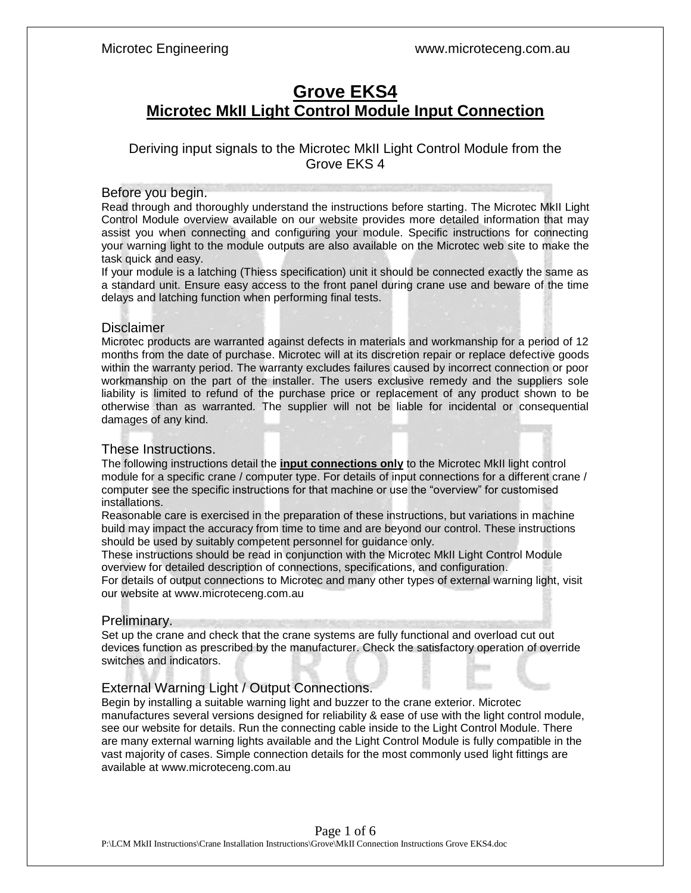# Grove EKS4
## Microtec MkII Light Control Module Input Connection

Deriving input signals to the Microtec MkII Light Control Module from the Grove EKS 4

### Before you begin.

Read through and thoroughly understand the instructions before starting. The Microtec MkII Light Control Module overview available on our website provides more detailed information that may assist you when connecting and configuring your module. Specific instructions for connecting your warning light to the module outputs are also available on the Microtec web site to make the task quick and easy.

If your module is a latching (Thiess specification) unit it should be connected exactly the same as a standard unit. Ensure easy access to the front panel during crane use and beware of the time delays and latching function when performing final tests.

### Disclaimer

Microtec products are warranted against defects in materials and workmanship for a period of 12 months from the date of purchase. Microtec will at its discretion repair or replace defective goods within the warranty period. The warranty excludes failures caused by incorrect connection or poor workmanship on the part of the installer. The users exclusive remedy and the suppliers sole liability is limited to refund of the purchase price or replacement of any product shown to be otherwise than as warranted. The supplier will not be liable for incidental or consequential damages of any kind.

### These Instructions.

The following instructions detail the **input connections only** to the Microtec MkII light control module for a specific crane / computer type. For details of input connections for a different crane / computer see the specific instructions for that machine or use the “overview” for customised installations.

Reasonable care is exercised in the preparation of these instructions, but variations in machine build may impact the accuracy from time to time and are beyond our control. These instructions should be used by suitably competent personnel for guidance only.

These instructions should be read in conjunction with the Microtec MkII Light Control Module overview for detailed description of connections, specifications, and configuration.

For details of output connections to Microtec and many other types of external warning light, visit our website at www.microteceng.com.au

### Preliminary.

Set up the crane and check that the crane systems are fully functional and overload cut out devices function as prescribed by the manufacturer. Check the satisfactory operation of override switches and indicators.

### External Warning Light / Output Connections.

Begin by installing a suitable warning light and buzzer to the crane exterior. Microtec manufactures several versions designed for reliability & ease of use with the light control module, see our website for details. Run the connecting cable inside to the Light Control Module. There are many external warning lights available and the Light Control Module is fully compatible in the vast majority of cases. Simple connection details for the most commonly used light fittings are available at www.microteceng.com.au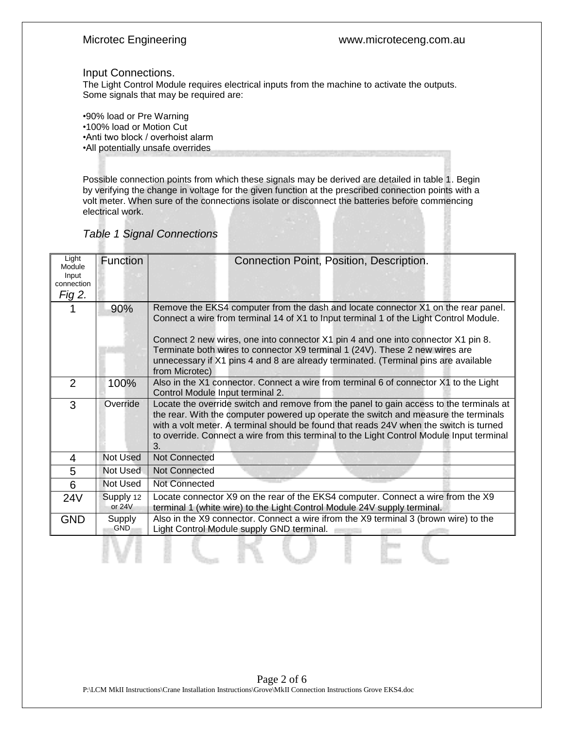## Input Connections.

The Light Control Module requires electrical inputs from the machine to activate the outputs. Some signals that may be required are:

- 90% load or Pre Warning
- 100% load or Motion Cut
- Anti two block / overhoist alarm
- All potentially unsafe overrides

Possible connection points from which these signals may be derived are detailed in table 1. Begin by verifying the change in voltage for the given function at the prescribed connection points with a volt meter. When sure of the connections isolate or disconnect the batteries before commencing electrical work.

*Table 1 Signal Connections*

| Light Module Input connection *Fig 2.* | Function | Connection Point, Position, Description. |
|---|---|---|
| 1 | 90% | Remove the EKS4 computer from the dash and locate connector X1 on the rear panel. Connect a wire from terminal 14 of X1 to Input terminal 1 of the Light Control Module.<br><br>Connect 2 new wires, one into connector X1 pin 4 and one into connector X1 pin 8. Terminate both wires to connector X9 terminal 1 (24V). These 2 new wires are unnecessary if X1 pins 4 and 8 are already terminated. (Terminal pins are available from Microtec) |
| 2 | 100% | Also in the X1 connector. Connect a wire from terminal 6 of connector X1 to the Light Control Module Input terminal 2. |
| 3 | Override | Locate the override switch and remove from the panel to gain access to the terminals at the rear. With the computer powered up operate the switch and measure the terminals with a volt meter. A terminal should be found that reads 24V when the switch is turned to override. Connect a wire from this terminal to the Light Control Module Input terminal 3. |
| 4 | Not Used | Not Connected |
| 5 | Not Used | Not Connected |
| 6 | Not Used | Not Connected |
| 24V | Supply 12 or 24V | Locate connector X9 on the rear of the EKS4 computer. Connect a wire from the X9 terminal 1 (white wire) to the Light Control Module 24V supply terminal. |
| GND | Supply GND | Also in the X9 connector. Connect a wire ifrom the X9 terminal 3 (brown wire) to the Light Control Module supply GND terminal. |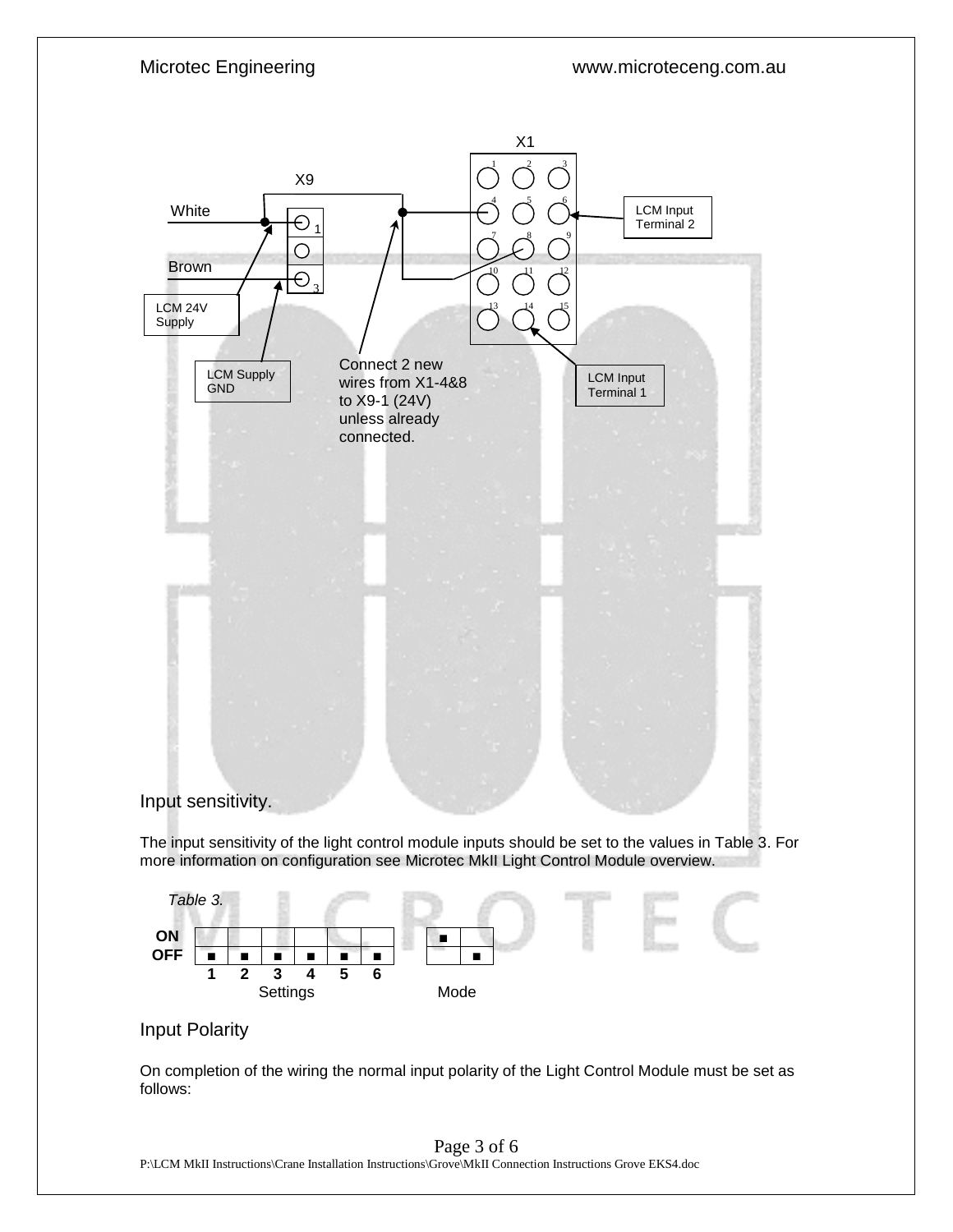X9

X1

White

Brown

LCM 24V Supply

LCM Supply GND

Connect 2 new wires from X1-4&8 to X9-1 (24V) unless already connected.

LCM Input Terminal 2

LCM Input Terminal 1

## Input sensitivity.

The input sensitivity of the light control module inputs should be set to the values in Table 3. For more information on configuration see Microtec MkII Light Control Module overview.

*Table 3.*

|  | 1 | 2 | 3 | 4 | 5 | 6 |  | Mode |  |
|---|---|---|---|---|---|---|---|---|---|
| **ON** |  |  |  |  |  |  |  | ■ |  |
| **OFF** | ■ | ■ | ■ | ■ | ■ | ■ |  |  | ■ |
|  | Settings |  |  |  |  |  |  |  |  |

## Input Polarity

On completion of the wiring the normal input polarity of the Light Control Module must be set as follows: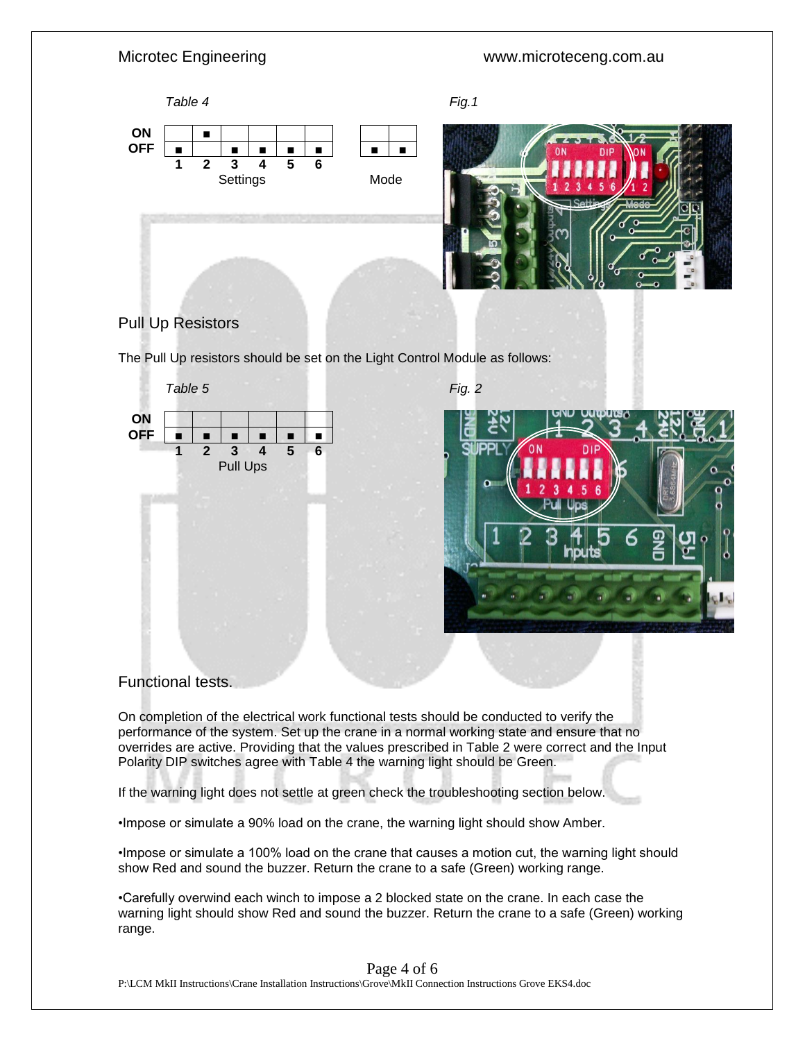*Table 4*

| | 1 | 2 | 3 | 4 | 5 | 6 |
|---|---|---|---|---|---|---|
| ON | | ■ | | | | |
| OFF | ■ | | ■ | ■ | ■ | ■ |

Settings

| | 1 | 2 |
|---|---|---|
| ON | | |
| OFF | ■ | ■ |

Mode

*Fig.1*

## Pull Up Resistors

The Pull Up resistors should be set on the Light Control Module as follows:

*Table 5*

| | 1 | 2 | 3 | 4 | 5 | 6 |
|---|---|---|---|---|---|---|
| ON | | | | | | |
| OFF | ■ | ■ | ■ | ■ | ■ | ■ |

Pull Ups

*Fig. 2*

## Functional tests.

On completion of the electrical work functional tests should be conducted to verify the performance of the system. Set up the crane in a normal working state and ensure that no overrides are active. Providing that the values prescribed in Table 2 were correct and the Input Polarity DIP switches agree with Table 4 the warning light should be Green.

If the warning light does not settle at green check the troubleshooting section below.

•Impose or simulate a 90% load on the crane, the warning light should show Amber.

•Impose or simulate a 100% load on the crane that causes a motion cut, the warning light should show Red and sound the buzzer. Return the crane to a safe (Green) working range.

•Carefully overwind each winch to impose a 2 blocked state on the crane. In each case the warning light should show Red and sound the buzzer. Return the crane to a safe (Green) working range.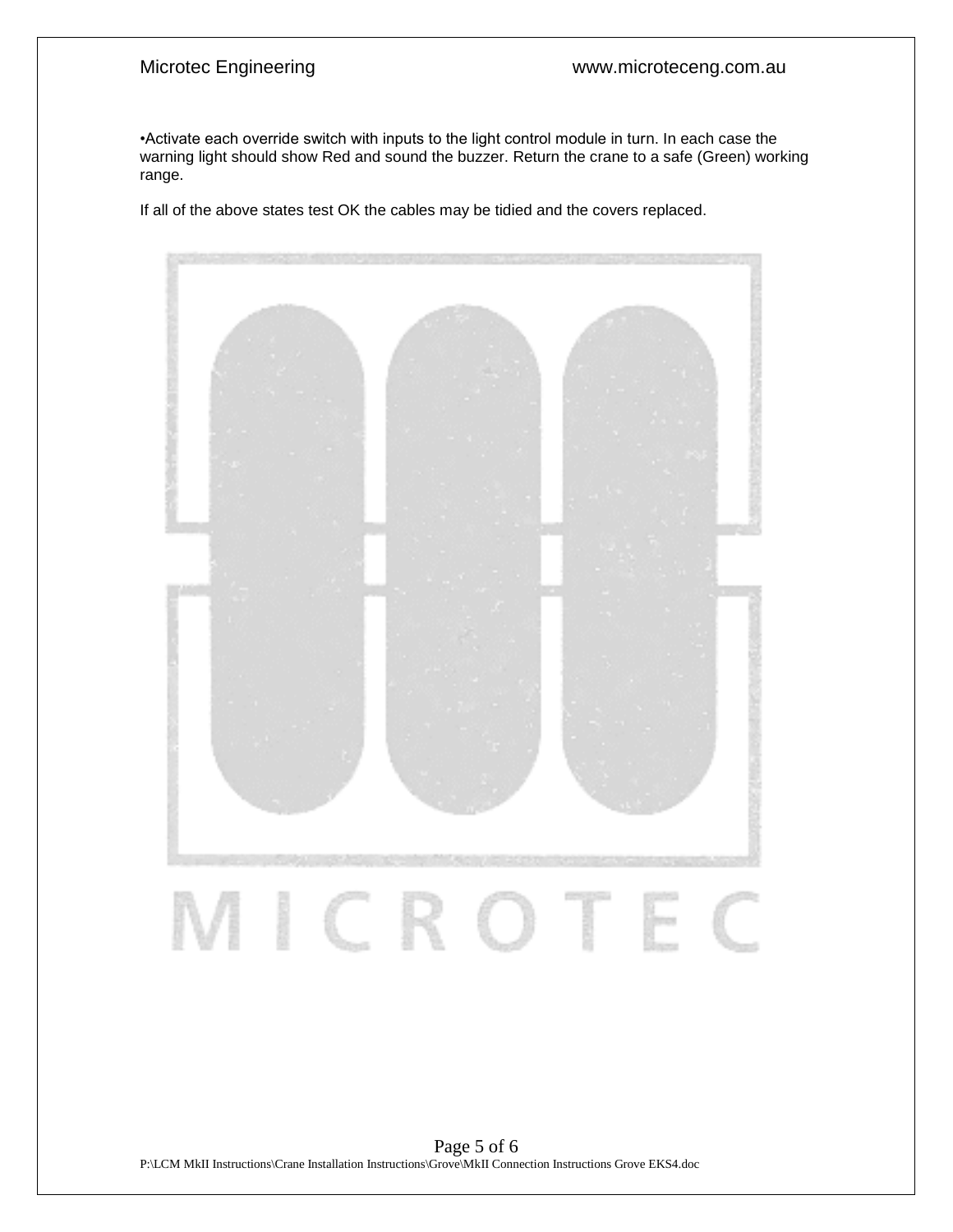•Activate each override switch with inputs to the light control module in turn. In each case the warning light should show Red and sound the buzzer. Return the crane to a safe (Green) working range.

If all of the above states test OK the cables may be tidied and the covers replaced.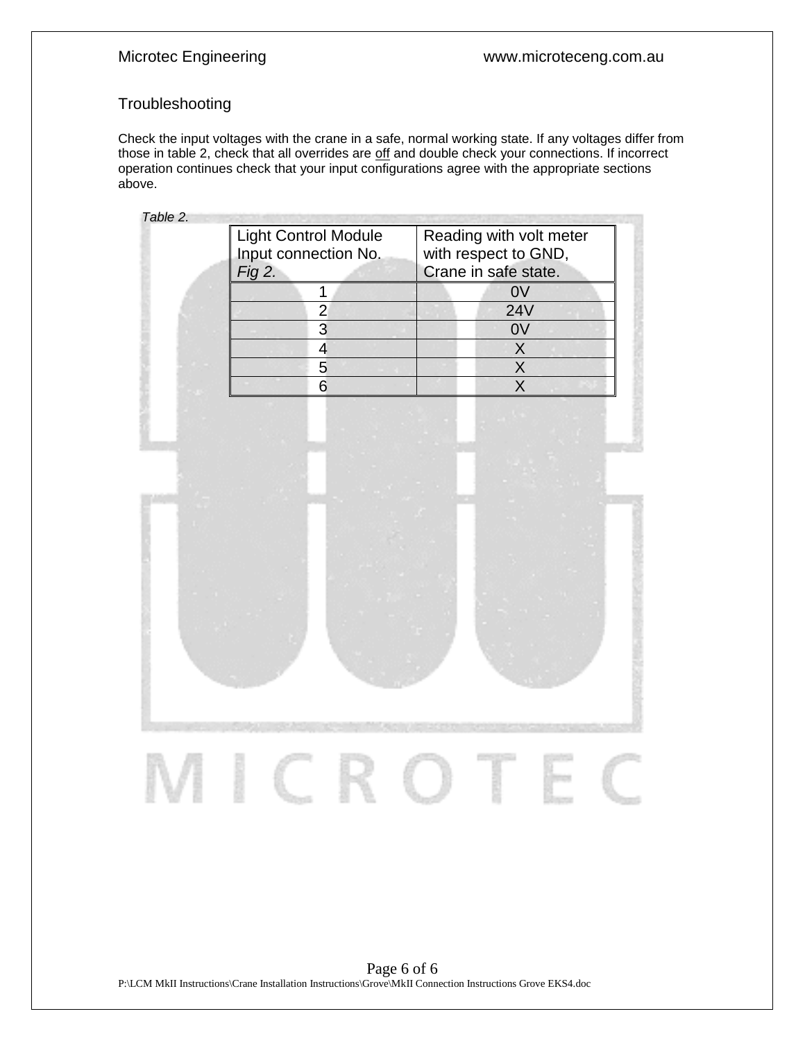## Troubleshooting

Check the input voltages with the crane in a safe, normal working state. If any voltages differ from those in table 2, check that all overrides are off and double check your connections. If incorrect operation continues check that your input configurations agree with the appropriate sections above.

*Table 2.*

| Light Control Module Input connection No. *Fig 2.* | Reading with volt meter with respect to GND, Crane in safe state. |
|---|---|
| 1 | 0V |
| 2 | 24V |
| 3 | 0V |
| 4 | X |
| 5 | X |
| 6 | X |